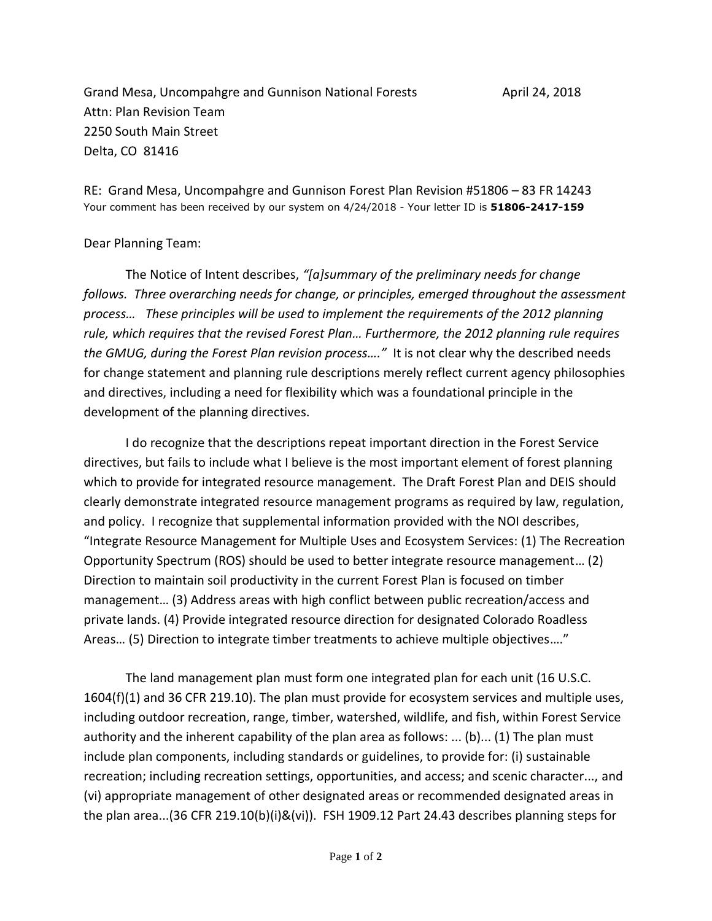Grand Mesa, Uncompahgre and Gunnison National Forests April 24, 2018
Attn: Plan Revision Team
2250 South Main Street
Delta, CO 81416

RE: Grand Mesa, Uncompahgre and Gunnison Forest Plan Revision #51806 – 83 FR 14243
Your comment has been received by our system on 4/24/2018 - Your letter ID is **51806-2417-159**

Dear Planning Team:

The Notice of Intent describes, *"[a]summary of the preliminary needs for change follows. Three overarching needs for change, or principles, emerged throughout the assessment process… These principles will be used to implement the requirements of the 2012 planning rule, which requires that the revised Forest Plan… Furthermore, the 2012 planning rule requires the GMUG, during the Forest Plan revision process…."* It is not clear why the described needs for change statement and planning rule descriptions merely reflect current agency philosophies and directives, including a need for flexibility which was a foundational principle in the development of the planning directives.

I do recognize that the descriptions repeat important direction in the Forest Service directives, but fails to include what I believe is the most important element of forest planning which to provide for integrated resource management. The Draft Forest Plan and DEIS should clearly demonstrate integrated resource management programs as required by law, regulation, and policy. I recognize that supplemental information provided with the NOI describes, "Integrate Resource Management for Multiple Uses and Ecosystem Services: (1) The Recreation Opportunity Spectrum (ROS) should be used to better integrate resource management… (2) Direction to maintain soil productivity in the current Forest Plan is focused on timber management… (3) Address areas with high conflict between public recreation/access and private lands. (4) Provide integrated resource direction for designated Colorado Roadless Areas… (5) Direction to integrate timber treatments to achieve multiple objectives…."

The land management plan must form one integrated plan for each unit (16 U.S.C. 1604(f)(1) and 36 CFR 219.10). The plan must provide for ecosystem services and multiple uses, including outdoor recreation, range, timber, watershed, wildlife, and fish, within Forest Service authority and the inherent capability of the plan area as follows: ... (b)... (1) The plan must include plan components, including standards or guidelines, to provide for: (i) sustainable recreation; including recreation settings, opportunities, and access; and scenic character..., and (vi) appropriate management of other designated areas or recommended designated areas in the plan area...(36 CFR 219.10(b)(i)&(vi)). FSH 1909.12 Part 24.43 describes planning steps for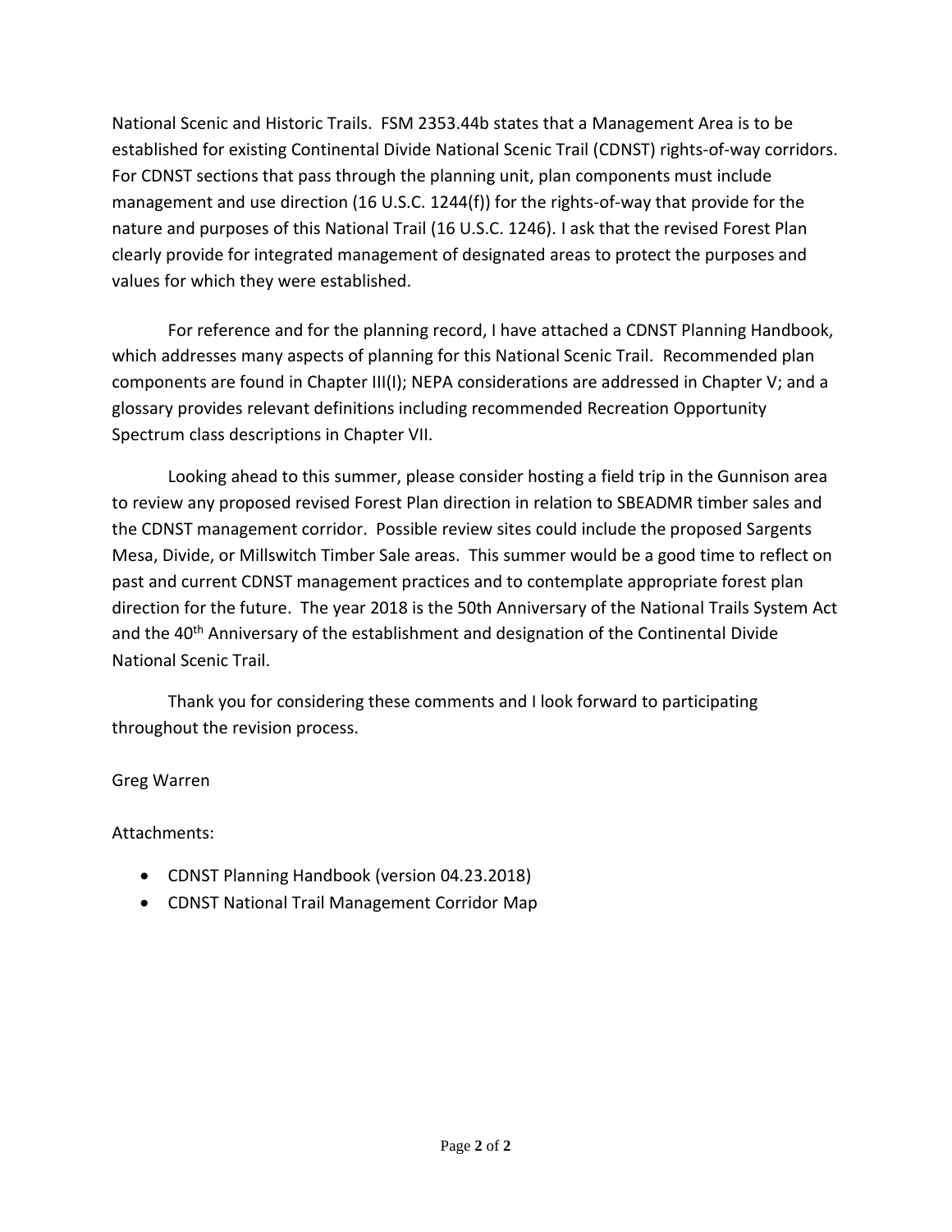National Scenic and Historic Trails. FSM 2353.44b states that a Management Area is to be established for existing Continental Divide National Scenic Trail (CDNST) rights-of-way corridors. For CDNST sections that pass through the planning unit, plan components must include management and use direction (16 U.S.C. 1244(f)) for the rights-of-way that provide for the nature and purposes of this National Trail (16 U.S.C. 1246). I ask that the revised Forest Plan clearly provide for integrated management of designated areas to protect the purposes and values for which they were established.

For reference and for the planning record, I have attached a CDNST Planning Handbook, which addresses many aspects of planning for this National Scenic Trail. Recommended plan components are found in Chapter III(I); NEPA considerations are addressed in Chapter V; and a glossary provides relevant definitions including recommended Recreation Opportunity Spectrum class descriptions in Chapter VII.

Looking ahead to this summer, please consider hosting a field trip in the Gunnison area to review any proposed revised Forest Plan direction in relation to SBEADMR timber sales and the CDNST management corridor. Possible review sites could include the proposed Sargents Mesa, Divide, or Millswitch Timber Sale areas. This summer would be a good time to reflect on past and current CDNST management practices and to contemplate appropriate forest plan direction for the future. The year 2018 is the 50th Anniversary of the National Trails System Act and the 40th Anniversary of the establishment and designation of the Continental Divide National Scenic Trail.

Thank you for considering these comments and I look forward to participating throughout the revision process.

Greg Warren

Attachments:

- CDNST Planning Handbook (version 04.23.2018)
- CDNST National Trail Management Corridor Map